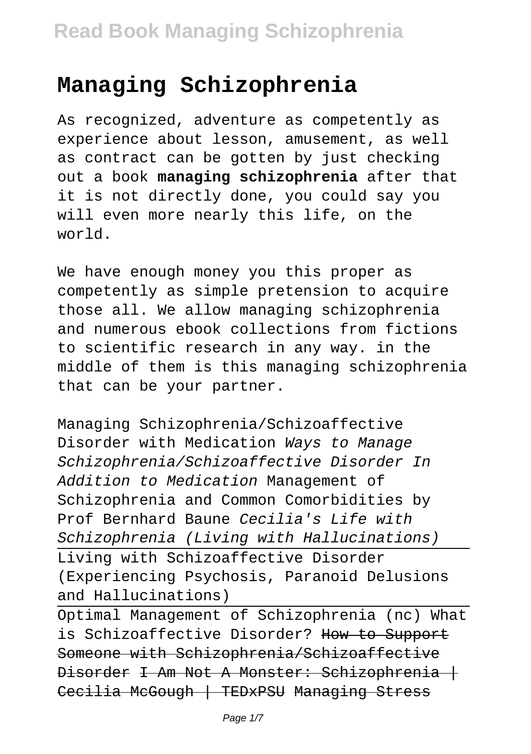# Managing Schizophrenia

As recognized, adventure as competently as experience about lesson, amusement, as well as contract can be gotten by just checking out a book **managing schizophrenia** after that it is not directly done, you could say you will even more nearly this life, on the world.

We have enough money you this proper as competently as simple pretension to acquire those all. We allow managing schizophrenia and numerous ebook collections from fictions to scientific research in any way. in the middle of them is this managing schizophrenia that can be your partner.

Managing Schizophrenia/Schizoaffective Disorder with Medication *Ways to Manage Schizophrenia/Schizoaffective Disorder In Addition to Medication* Management of Schizophrenia and Common Comorbidities by Prof Bernhard Baune *Cecilia's Life with Schizophrenia (Living with Hallucinations)*

Living with Schizoaffective Disorder (Experiencing Psychosis, Paranoid Delusions and Hallucinations)

Optimal Management of Schizophrenia (nc) What is Schizoaffective Disorder? ~~How to Support Someone with Schizophrenia/Schizoaffective Disorder~~ ~~I Am Not A Monster: Schizophrenia | Cecilia McGough | TEDxPSU~~ ~~Managing Stress~~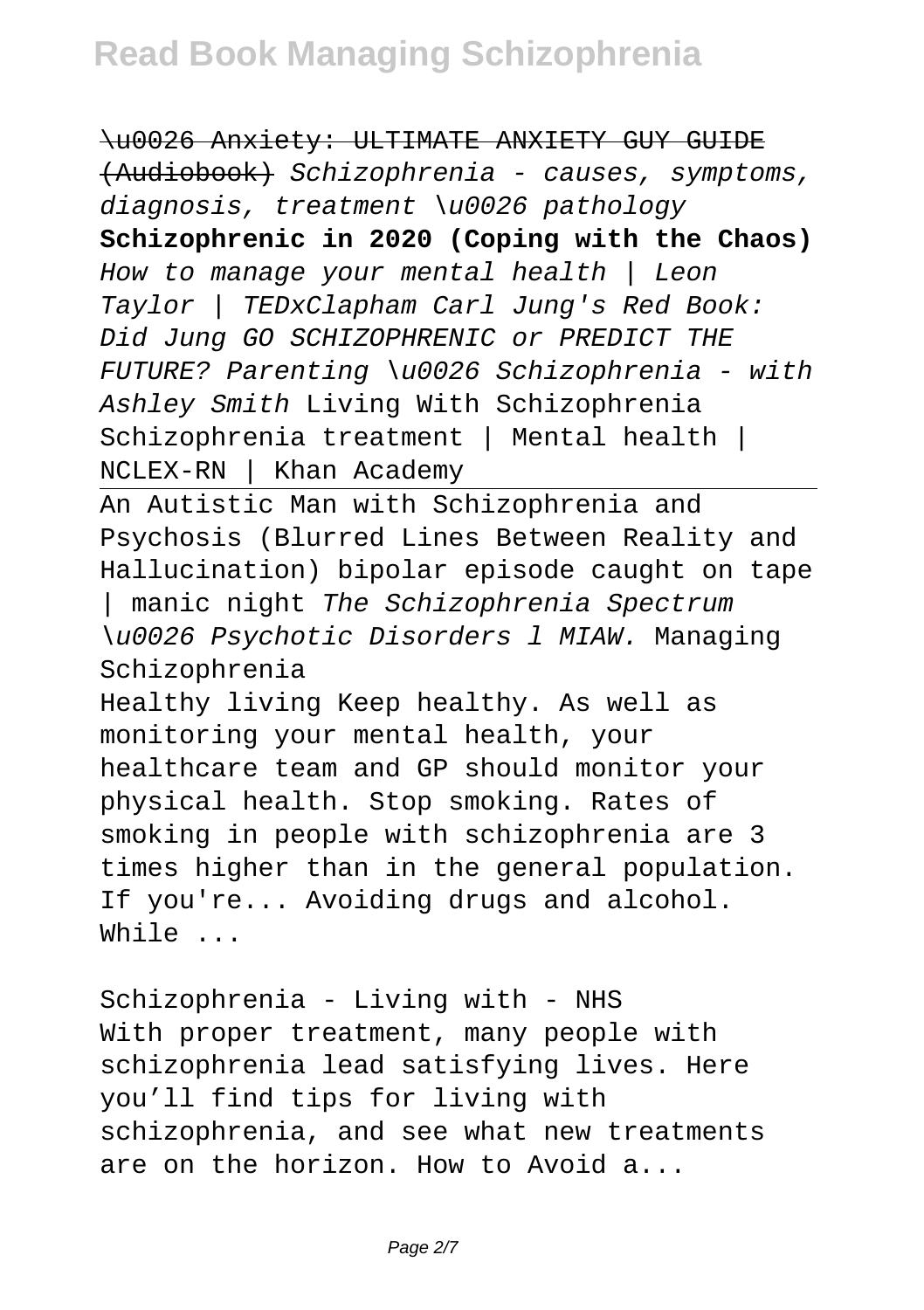\u0026 Anxiety: ULTIMATE ANXIETY GUY GUIDE (Audiobook) *Schizophrenia - causes, symptoms, diagnosis, treatment \u0026 pathology* **Schizophrenic in 2020 (Coping with the Chaos)** *How to manage your mental health | Leon Taylor | TEDxClapham Carl Jung's Red Book: Did Jung GO SCHIZOPHRENIC or PREDICT THE FUTURE? Parenting \u0026 Schizophrenia - with Ashley Smith* Living With Schizophrenia Schizophrenia treatment | Mental health | NCLEX-RN | Khan Academy

An Autistic Man with Schizophrenia and Psychosis (Blurred Lines Between Reality and Hallucination) bipolar episode caught on tape | manic night *The Schizophrenia Spectrum \u0026 Psychotic Disorders l MIAW.* Managing Schizophrenia

Healthy living Keep healthy. As well as monitoring your mental health, your healthcare team and GP should monitor your physical health. Stop smoking. Rates of smoking in people with schizophrenia are 3 times higher than in the general population. If you're... Avoiding drugs and alcohol. While ...

Schizophrenia - Living with - NHS

With proper treatment, many people with schizophrenia lead satisfying lives. Here you'll find tips for living with schizophrenia, and see what new treatments are on the horizon. How to Avoid a...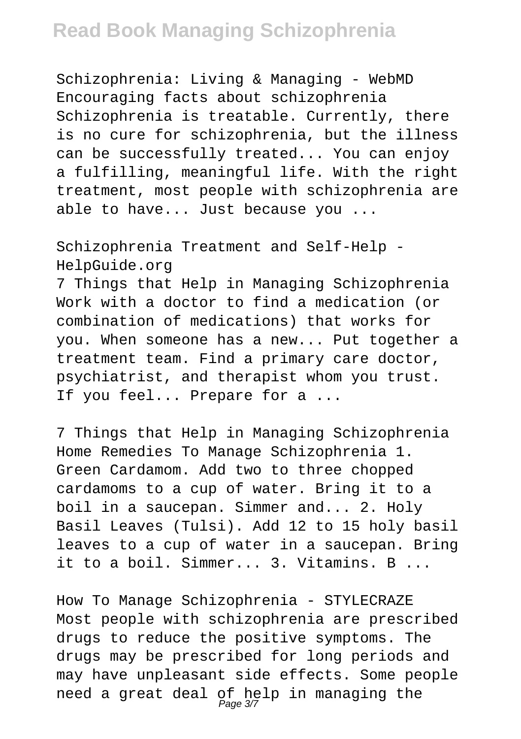Schizophrenia: Living & Managing - WebMD
Encouraging facts about schizophrenia
Schizophrenia is treatable. Currently, there is no cure for schizophrenia, but the illness can be successfully treated... You can enjoy a fulfilling, meaningful life. With the right treatment, most people with schizophrenia are able to have... Just because you ...

Schizophrenia Treatment and Self-Help - HelpGuide.org
7 Things that Help in Managing Schizophrenia
Work with a doctor to find a medication (or combination of medications) that works for you. When someone has a new... Put together a treatment team. Find a primary care doctor, psychiatrist, and therapist whom you trust. If you feel... Prepare for a ...

7 Things that Help in Managing Schizophrenia
Home Remedies To Manage Schizophrenia 1. Green Cardamom. Add two to three chopped cardamoms to a cup of water. Bring it to a boil in a saucepan. Simmer and... 2. Holy Basil Leaves (Tulsi). Add 12 to 15 holy basil leaves to a cup of water in a saucepan. Bring it to a boil. Simmer... 3. Vitamins. B ...

How To Manage Schizophrenia - STYLECRAZE
Most people with schizophrenia are prescribed drugs to reduce the positive symptoms. The drugs may be prescribed for long periods and may have unpleasant side effects. Some people need a great deal of help in managing the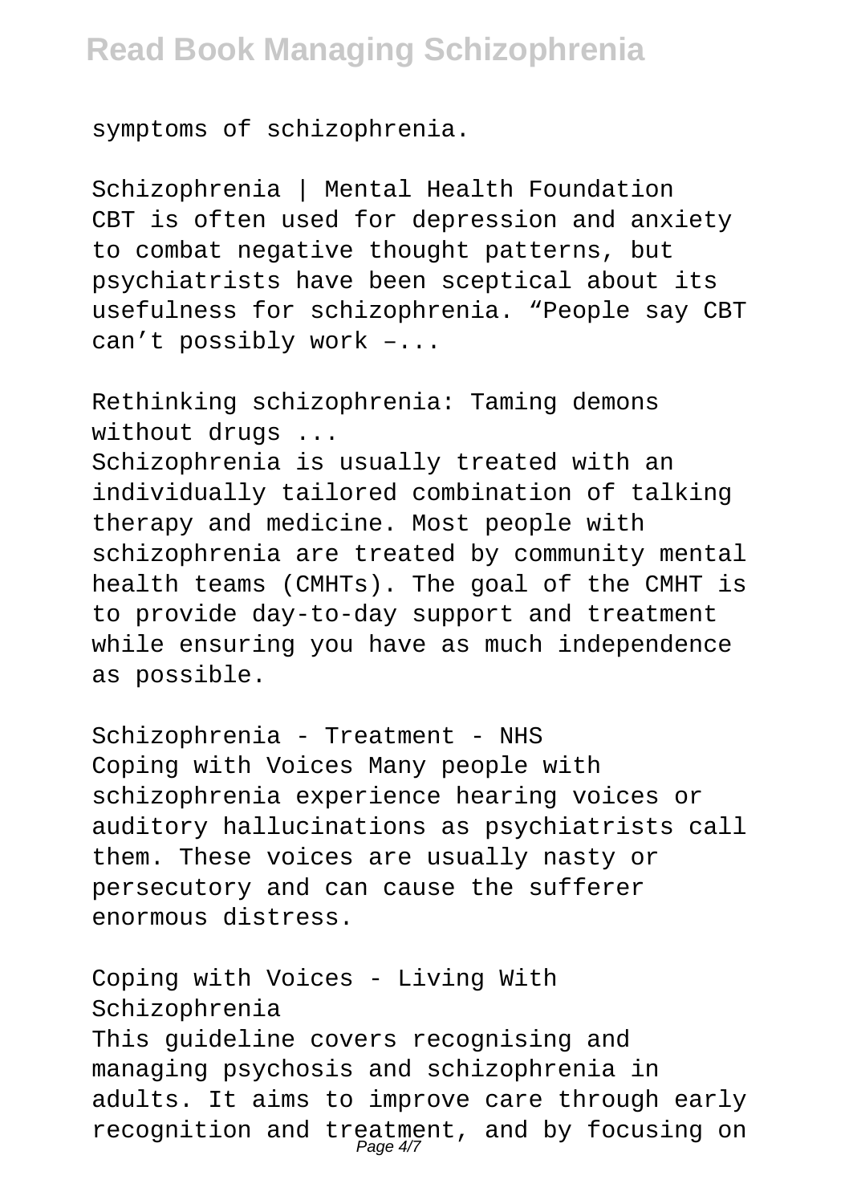symptoms of schizophrenia.

Schizophrenia | Mental Health Foundation
CBT is often used for depression and anxiety to combat negative thought patterns, but psychiatrists have been sceptical about its usefulness for schizophrenia. “People say CBT can’t possibly work –...

Rethinking schizophrenia: Taming demons without drugs ...
Schizophrenia is usually treated with an individually tailored combination of talking therapy and medicine. Most people with schizophrenia are treated by community mental health teams (CMHTs). The goal of the CMHT is to provide day-to-day support and treatment while ensuring you have as much independence as possible.

Schizophrenia - Treatment - NHS
Coping with Voices Many people with schizophrenia experience hearing voices or auditory hallucinations as psychiatrists call them. These voices are usually nasty or persecutory and can cause the sufferer enormous distress.

Coping with Voices - Living With Schizophrenia
This guideline covers recognising and managing psychosis and schizophrenia in adults. It aims to improve care through early recognition and treatment, and by focusing on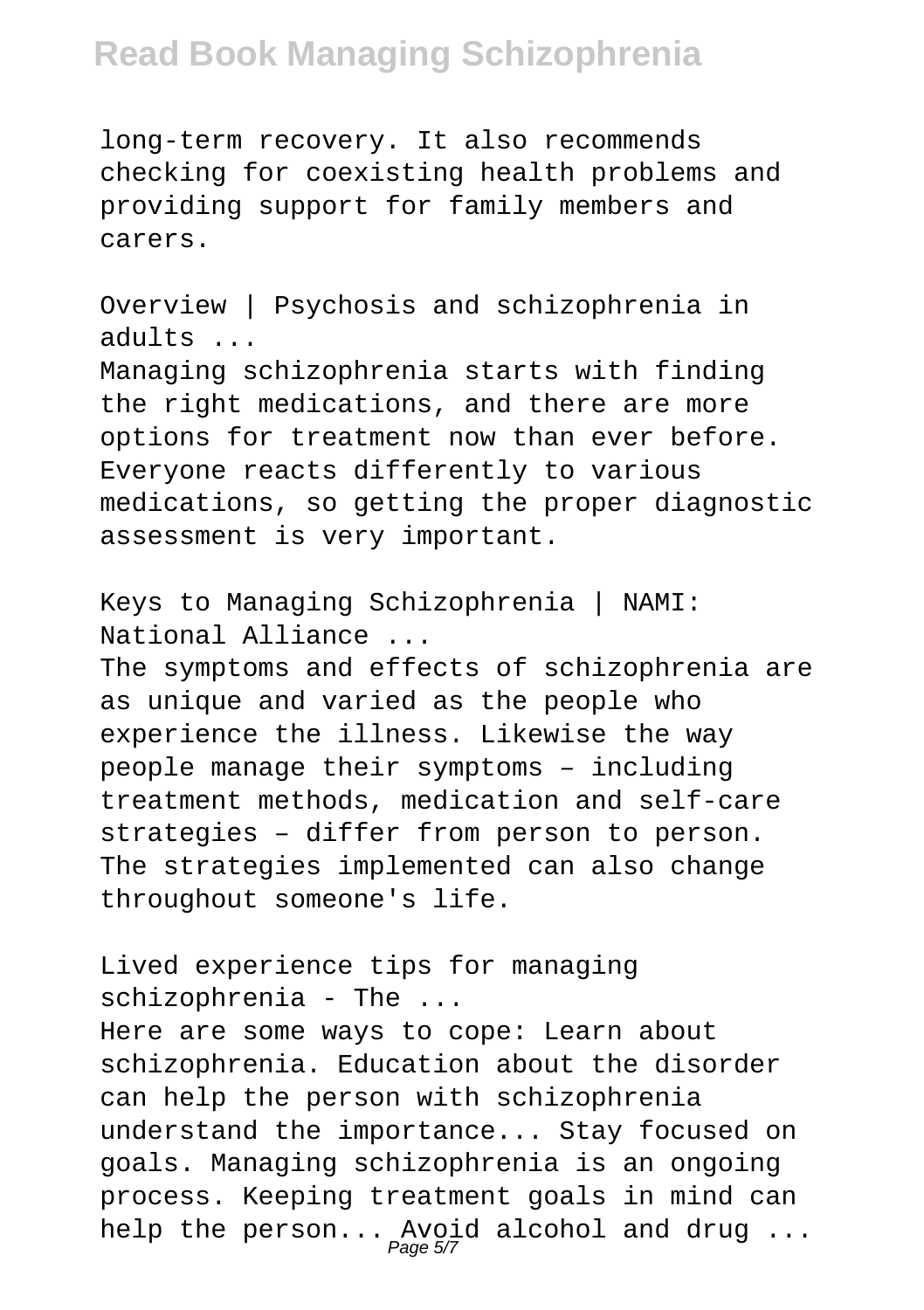long-term recovery. It also recommends checking for coexisting health problems and providing support for family members and carers.

Overview | Psychosis and schizophrenia in adults ...

Managing schizophrenia starts with finding the right medications, and there are more options for treatment now than ever before. Everyone reacts differently to various medications, so getting the proper diagnostic assessment is very important.

Keys to Managing Schizophrenia | NAMI: National Alliance ...

The symptoms and effects of schizophrenia are as unique and varied as the people who experience the illness. Likewise the way people manage their symptoms – including treatment methods, medication and self-care strategies – differ from person to person. The strategies implemented can also change throughout someone's life.

Lived experience tips for managing schizophrenia - The ...

Here are some ways to cope: Learn about schizophrenia. Education about the disorder can help the person with schizophrenia understand the importance... Stay focused on goals. Managing schizophrenia is an ongoing process. Keeping treatment goals in mind can help the person... Avoid alcohol and drug ...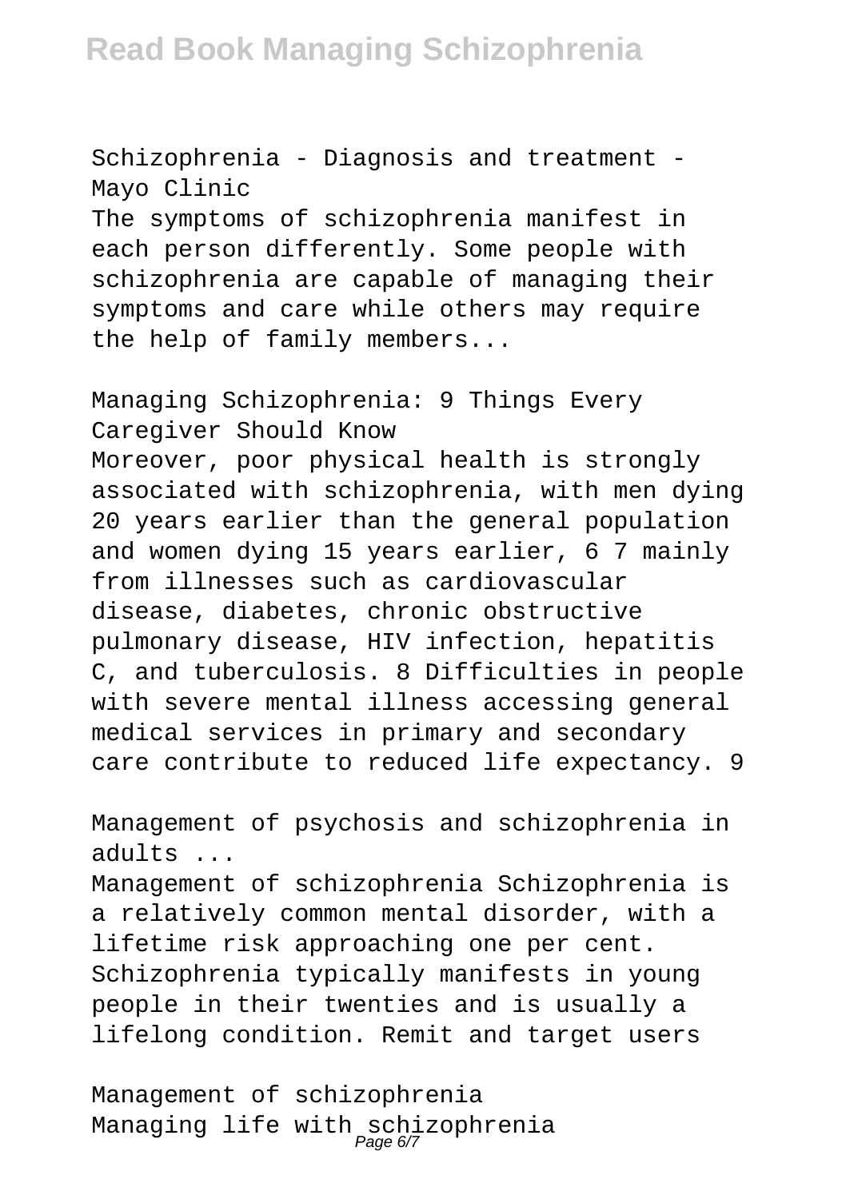Schizophrenia - Diagnosis and treatment - Mayo Clinic

The symptoms of schizophrenia manifest in each person differently. Some people with schizophrenia are capable of managing their symptoms and care while others may require the help of family members...

Managing Schizophrenia: 9 Things Every Caregiver Should Know

Moreover, poor physical health is strongly associated with schizophrenia, with men dying 20 years earlier than the general population and women dying 15 years earlier, 6 7 mainly from illnesses such as cardiovascular disease, diabetes, chronic obstructive pulmonary disease, HIV infection, hepatitis C, and tuberculosis. 8 Difficulties in people with severe mental illness accessing general medical services in primary and secondary care contribute to reduced life expectancy. 9

Management of psychosis and schizophrenia in adults ...

Management of schizophrenia Schizophrenia is a relatively common mental disorder, with a lifetime risk approaching one per cent. Schizophrenia typically manifests in young people in their twenties and is usually a lifelong condition. Remit and target users

Management of schizophrenia

Managing life with schizophrenia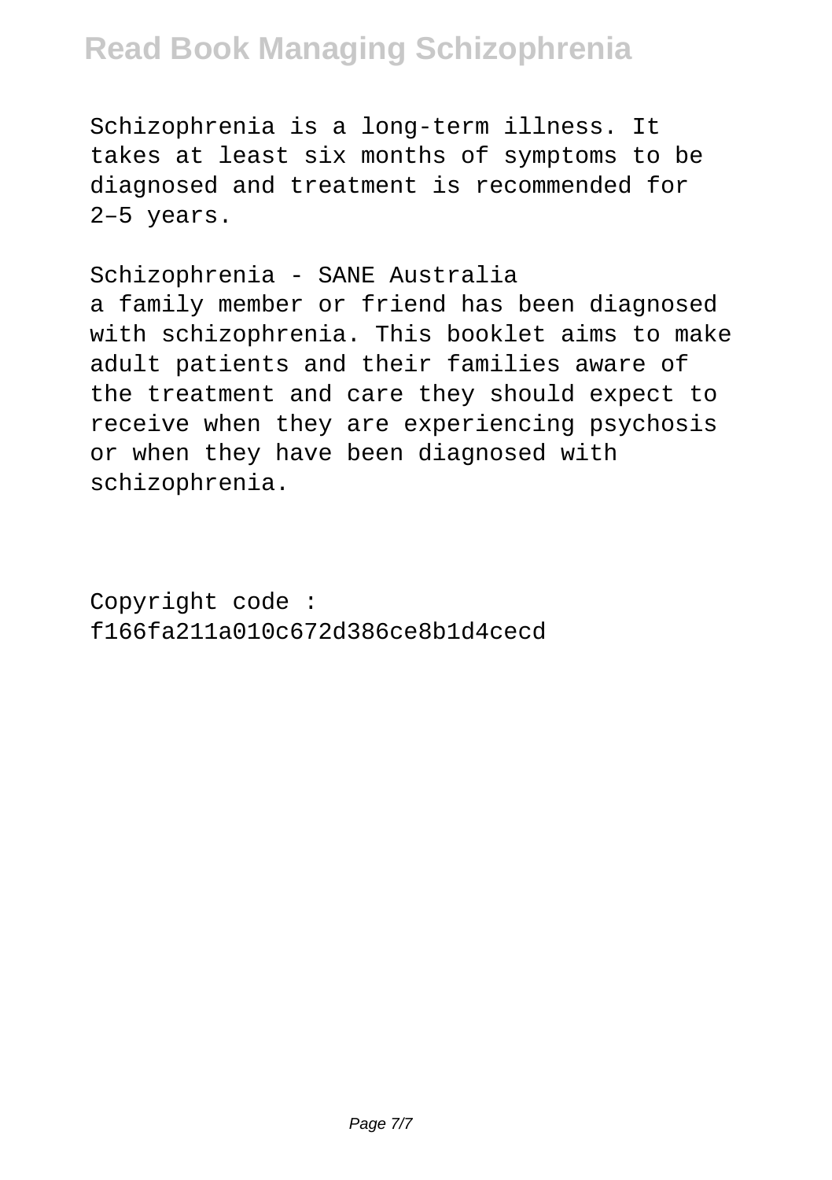Schizophrenia is a long-term illness. It takes at least six months of symptoms to be diagnosed and treatment is recommended for 2–5 years.

Schizophrenia - SANE Australia

a family member or friend has been diagnosed with schizophrenia. This booklet aims to make adult patients and their families aware of the treatment and care they should expect to receive when they are experiencing psychosis or when they have been diagnosed with schizophrenia.

Copyright code : f166fa211a010c672d386ce8b1d4cecd